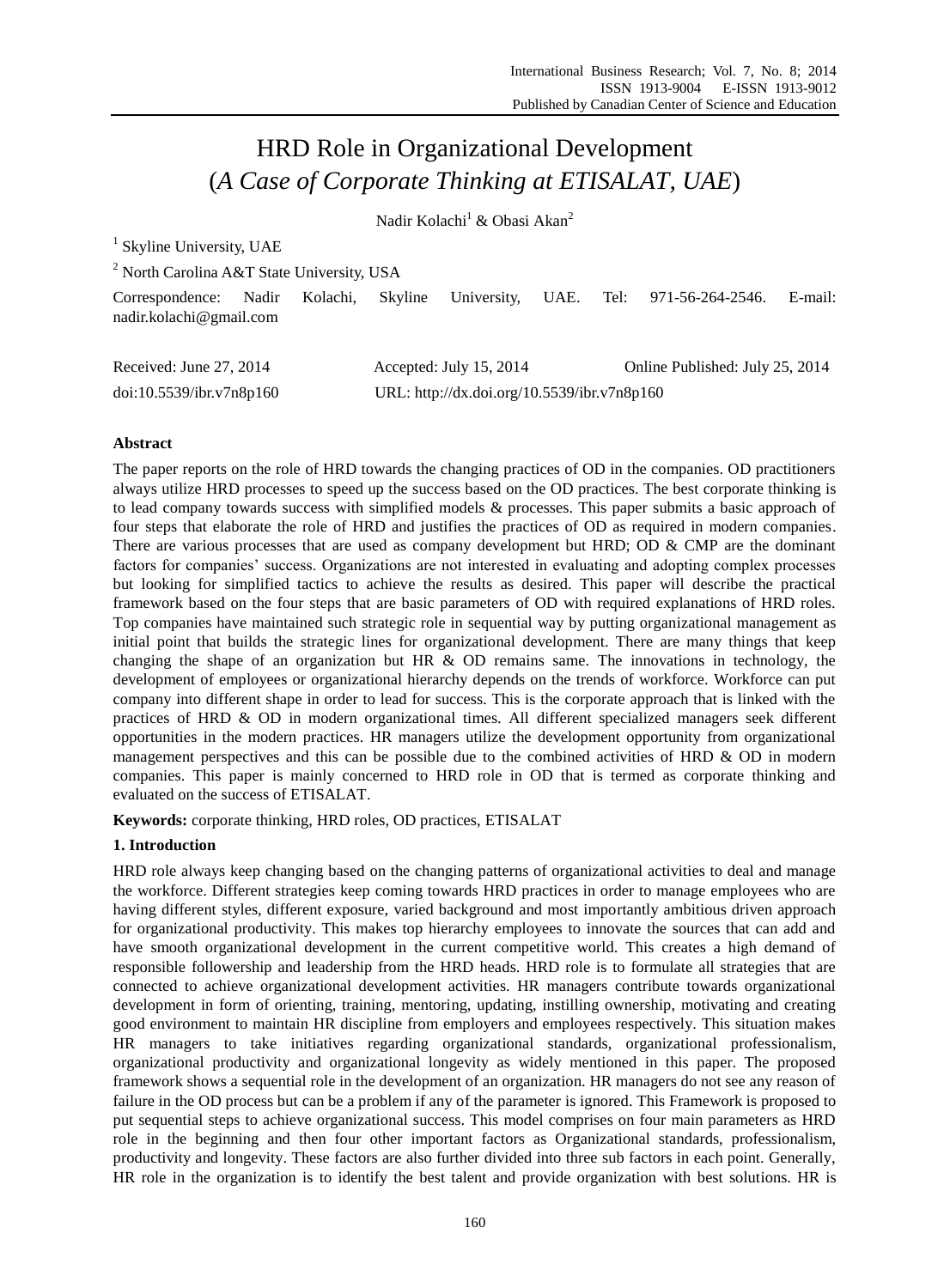# HRD Role in Organizational Development
## (*A Case of Corporate Thinking at ETISALAT, UAE*)

Nadir Kolachi[1] & Obasi Akan[2]

[1] Skyline University, UAE

[2] North Carolina A&T State University, USA

Correspondence: Nadir Kolachi, Skyline University, UAE. Tel: 971-56-264-2546. E-mail: nadir.kolachi@gmail.com

Received: June 27, 2014 Accepted: July 15, 2014 Online Published: July 25, 2014

doi:10.5539/ibr.v7n8p160 URL: http://dx.doi.org/10.5539/ibr.v7n8p160

**Abstract**

The paper reports on the role of HRD towards the changing practices of OD in the companies. OD practitioners always utilize HRD processes to speed up the success based on the OD practices. The best corporate thinking is to lead company towards success with simplified models & processes. This paper submits a basic approach of four steps that elaborate the role of HRD and justifies the practices of OD as required in modern companies. There are various processes that are used as company development but HRD; OD & CMP are the dominant factors for companies' success. Organizations are not interested in evaluating and adopting complex processes but looking for simplified tactics to achieve the results as desired. This paper will describe the practical framework based on the four steps that are basic parameters of OD with required explanations of HRD roles. Top companies have maintained such strategic role in sequential way by putting organizational management as initial point that builds the strategic lines for organizational development. There are many things that keep changing the shape of an organization but HR & OD remains same. The innovations in technology, the development of employees or organizational hierarchy depends on the trends of workforce. Workforce can put company into different shape in order to lead for success. This is the corporate approach that is linked with the practices of HRD & OD in modern organizational times. All different specialized managers seek different opportunities in the modern practices. HR managers utilize the development opportunity from organizational management perspectives and this can be possible due to the combined activities of HRD & OD in modern companies. This paper is mainly concerned to HRD role in OD that is termed as corporate thinking and evaluated on the success of ETISALAT.

**Keywords:** corporate thinking, HRD roles, OD practices, ETISALAT

### 1. Introduction

HRD role always keep changing based on the changing patterns of organizational activities to deal and manage the workforce. Different strategies keep coming towards HRD practices in order to manage employees who are having different styles, different exposure, varied background and most importantly ambitious driven approach for organizational productivity. This makes top hierarchy employees to innovate the sources that can add and have smooth organizational development in the current competitive world. This creates a high demand of responsible followership and leadership from the HRD heads. HRD role is to formulate all strategies that are connected to achieve organizational development activities. HR managers contribute towards organizational development in form of orienting, training, mentoring, updating, instilling ownership, motivating and creating good environment to maintain HR discipline from employers and employees respectively. This situation makes HR managers to take initiatives regarding organizational standards, organizational professionalism, organizational productivity and organizational longevity as widely mentioned in this paper. The proposed framework shows a sequential role in the development of an organization. HR managers do not see any reason of failure in the OD process but can be a problem if any of the parameter is ignored. This Framework is proposed to put sequential steps to achieve organizational success. This model comprises on four main parameters as HRD role in the beginning and then four other important factors as Organizational standards, professionalism, productivity and longevity. These factors are also further divided into three sub factors in each point. Generally, HR role in the organization is to identify the best talent and provide organization with best solutions. HR is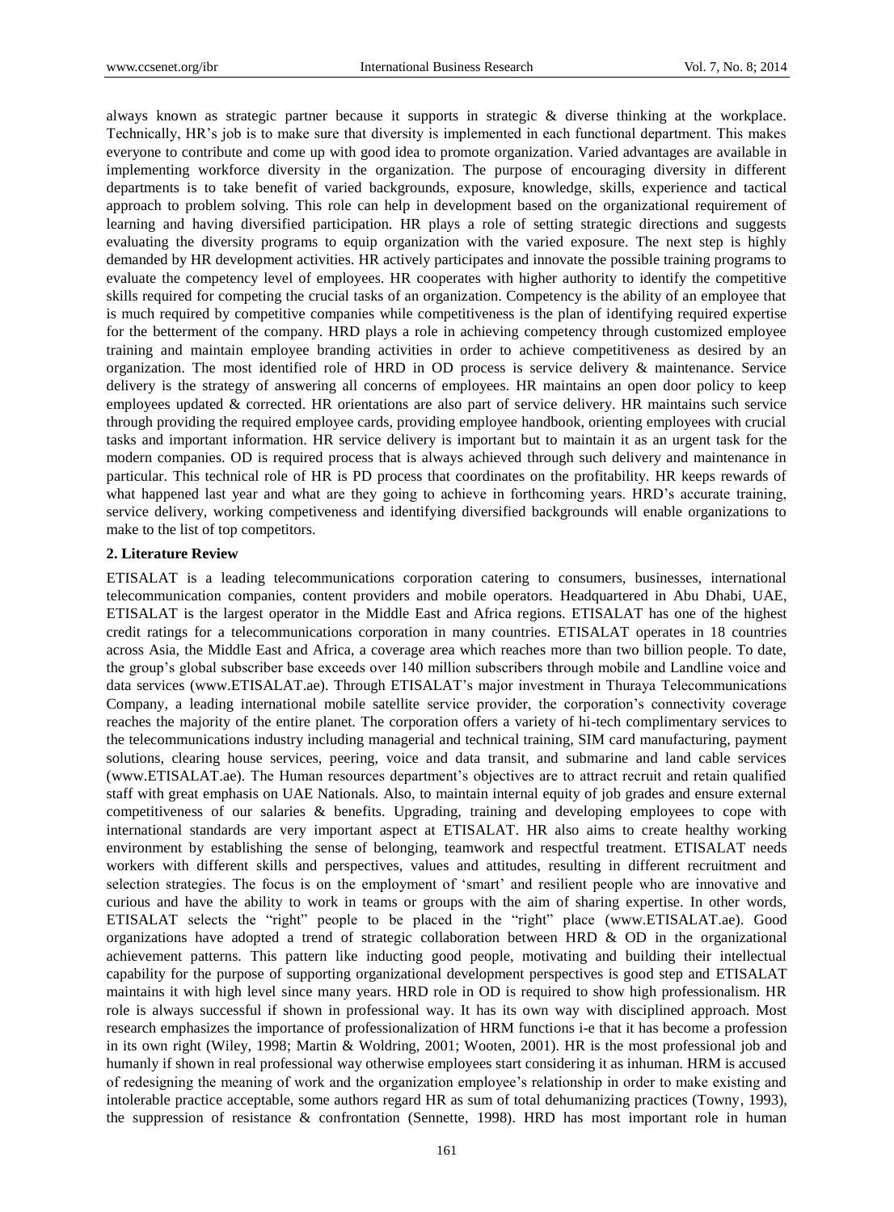always known as strategic partner because it supports in strategic & diverse thinking at the workplace. Technically, HR's job is to make sure that diversity is implemented in each functional department. This makes everyone to contribute and come up with good idea to promote organization. Varied advantages are available in implementing workforce diversity in the organization. The purpose of encouraging diversity in different departments is to take benefit of varied backgrounds, exposure, knowledge, skills, experience and tactical approach to problem solving. This role can help in development based on the organizational requirement of learning and having diversified participation. HR plays a role of setting strategic directions and suggests evaluating the diversity programs to equip organization with the varied exposure. The next step is highly demanded by HR development activities. HR actively participates and innovate the possible training programs to evaluate the competency level of employees. HR cooperates with higher authority to identify the competitive skills required for competing the crucial tasks of an organization. Competency is the ability of an employee that is much required by competitive companies while competitiveness is the plan of identifying required expertise for the betterment of the company. HRD plays a role in achieving competency through customized employee training and maintain employee branding activities in order to achieve competitiveness as desired by an organization. The most identified role of HRD in OD process is service delivery & maintenance. Service delivery is the strategy of answering all concerns of employees. HR maintains an open door policy to keep employees updated & corrected. HR orientations are also part of service delivery. HR maintains such service through providing the required employee cards, providing employee handbook, orienting employees with crucial tasks and important information. HR service delivery is important but to maintain it as an urgent task for the modern companies. OD is required process that is always achieved through such delivery and maintenance in particular. This technical role of HR is PD process that coordinates on the profitability. HR keeps rewards of what happened last year and what are they going to achieve in forthcoming years. HRD's accurate training, service delivery, working competiveness and identifying diversified backgrounds will enable organizations to make to the list of top competitors.

## 2. Literature Review

ETISALAT is a leading telecommunications corporation catering to consumers, businesses, international telecommunication companies, content providers and mobile operators. Headquartered in Abu Dhabi, UAE, ETISALAT is the largest operator in the Middle East and Africa regions. ETISALAT has one of the highest credit ratings for a telecommunications corporation in many countries. ETISALAT operates in 18 countries across Asia, the Middle East and Africa, a coverage area which reaches more than two billion people. To date, the group's global subscriber base exceeds over 140 million subscribers through mobile and Landline voice and data services (www.ETISALAT.ae). Through ETISALAT's major investment in Thuraya Telecommunications Company, a leading international mobile satellite service provider, the corporation's connectivity coverage reaches the majority of the entire planet. The corporation offers a variety of hi-tech complimentary services to the telecommunications industry including managerial and technical training, SIM card manufacturing, payment solutions, clearing house services, peering, voice and data transit, and submarine and land cable services (www.ETISALAT.ae). The Human resources department's objectives are to attract recruit and retain qualified staff with great emphasis on UAE Nationals. Also, to maintain internal equity of job grades and ensure external competitiveness of our salaries & benefits. Upgrading, training and developing employees to cope with international standards are very important aspect at ETISALAT. HR also aims to create healthy working environment by establishing the sense of belonging, teamwork and respectful treatment. ETISALAT needs workers with different skills and perspectives, values and attitudes, resulting in different recruitment and selection strategies. The focus is on the employment of 'smart' and resilient people who are innovative and curious and have the ability to work in teams or groups with the aim of sharing expertise. In other words, ETISALAT selects the "right" people to be placed in the "right" place (www.ETISALAT.ae). Good organizations have adopted a trend of strategic collaboration between HRD & OD in the organizational achievement patterns. This pattern like inducting good people, motivating and building their intellectual capability for the purpose of supporting organizational development perspectives is good step and ETISALAT maintains it with high level since many years. HRD role in OD is required to show high professionalism. HR role is always successful if shown in professional way. It has its own way with disciplined approach. Most research emphasizes the importance of professionalization of HRM functions i-e that it has become a profession in its own right (Wiley, 1998; Martin & Woldring, 2001; Wooten, 2001). HR is the most professional job and humanly if shown in real professional way otherwise employees start considering it as inhuman. HRM is accused of redesigning the meaning of work and the organization employee's relationship in order to make existing and intolerable practice acceptable, some authors regard HR as sum of total dehumanizing practices (Towny, 1993), the suppression of resistance & confrontation (Sennette, 1998). HRD has most important role in human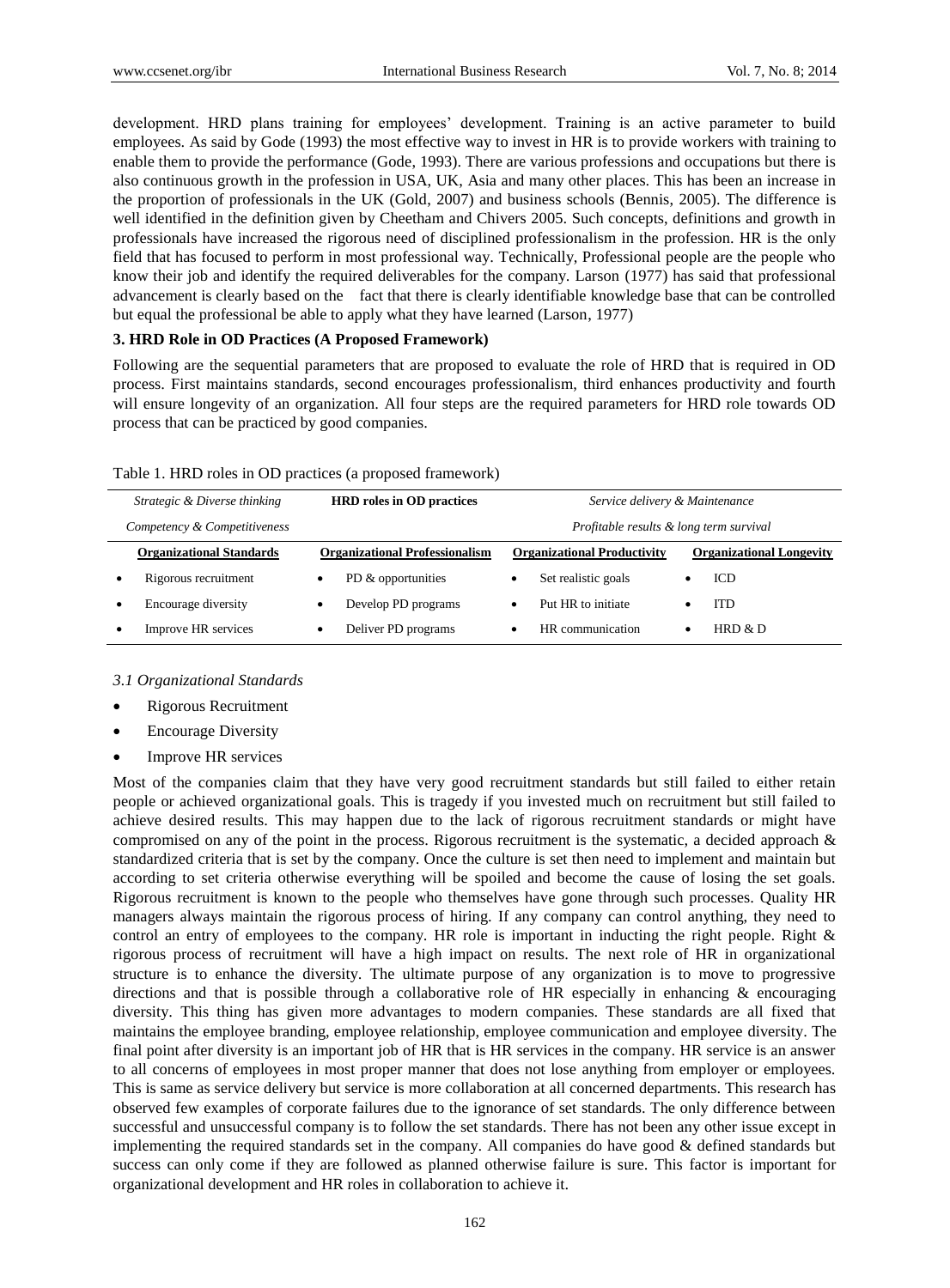development. HRD plans training for employees' development. Training is an active parameter to build employees. As said by Gode (1993) the most effective way to invest in HR is to provide workers with training to enable them to provide the performance (Gode, 1993). There are various professions and occupations but there is also continuous growth in the profession in USA, UK, Asia and many other places. This has been an increase in the proportion of professionals in the UK (Gold, 2007) and business schools (Bennis, 2005). The difference is well identified in the definition given by Cheetham and Chivers 2005. Such concepts, definitions and growth in professionals have increased the rigorous need of disciplined professionalism in the profession. HR is the only field that has focused to perform in most professional way. Technically, Professional people are the people who know their job and identify the required deliverables for the company. Larson (1977) has said that professional advancement is clearly based on the fact that there is clearly identifiable knowledge base that can be controlled but equal the professional be able to apply what they have learned (Larson, 1977)

## 3. HRD Role in OD Practices (A Proposed Framework)

Following are the sequential parameters that are proposed to evaluate the role of HRD that is required in OD process. First maintains standards, second encourages professionalism, third enhances productivity and fourth will ensure longevity of an organization. All four steps are the required parameters for HRD role towards OD process that can be practiced by good companies.

Table 1. HRD roles in OD practices (a proposed framework)

| *Strategic & Diverse thinking* | **HRD roles in OD practices** | *Service delivery & Maintenance* | |
|---|---|---|---|
| *Competency & Competitiveness* | | *Profitable results & long term survival* | |
| **Organizational Standards** | **Organizational Professionalism** | **Organizational Productivity** | **Organizational Longevity** |
| • Rigorous recruitment | • PD & opportunities | • Set realistic goals | • ICD |
| • Encourage diversity | • Develop PD programs | • Put HR to initiate | • ITD |
| • Improve HR services | • Deliver PD programs | • HR communication | • HRD & D |

### 3.1 Organizational Standards

- Rigorous Recruitment
- Encourage Diversity
- Improve HR services

Most of the companies claim that they have very good recruitment standards but still failed to either retain people or achieved organizational goals. This is tragedy if you invested much on recruitment but still failed to achieve desired results. This may happen due to the lack of rigorous recruitment standards or might have compromised on any of the point in the process. Rigorous recruitment is the systematic, a decided approach & standardized criteria that is set by the company. Once the culture is set then need to implement and maintain but according to set criteria otherwise everything will be spoiled and become the cause of losing the set goals. Rigorous recruitment is known to the people who themselves have gone through such processes. Quality HR managers always maintain the rigorous process of hiring. If any company can control anything, they need to control an entry of employees to the company. HR role is important in inducting the right people. Right & rigorous process of recruitment will have a high impact on results. The next role of HR in organizational structure is to enhance the diversity. The ultimate purpose of any organization is to move to progressive directions and that is possible through a collaborative role of HR especially in enhancing & encouraging diversity. This thing has given more advantages to modern companies. These standards are all fixed that maintains the employee branding, employee relationship, employee communication and employee diversity. The final point after diversity is an important job of HR that is HR services in the company. HR service is an answer to all concerns of employees in most proper manner that does not lose anything from employer or employees. This is same as service delivery but service is more collaboration at all concerned departments. This research has observed few examples of corporate failures due to the ignorance of set standards. The only difference between successful and unsuccessful company is to follow the set standards. There has not been any other issue except in implementing the required standards set in the company. All companies do have good & defined standards but success can only come if they are followed as planned otherwise failure is sure. This factor is important for organizational development and HR roles in collaboration to achieve it.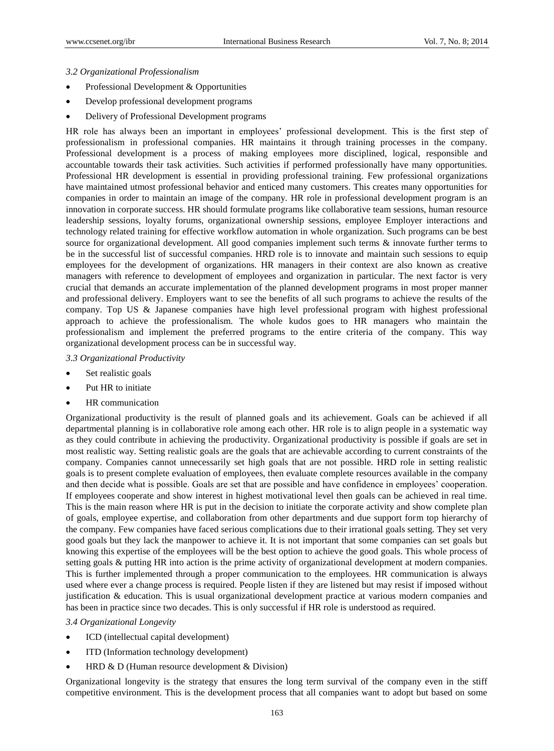### *3.2 Organizational Professionalism*

- Professional Development & Opportunities
- Develop professional development programs
- Delivery of Professional Development programs

HR role has always been an important in employees' professional development. This is the first step of professionalism in professional companies. HR maintains it through training processes in the company. Professional development is a process of making employees more disciplined, logical, responsible and accountable towards their task activities. Such activities if performed professionally have many opportunities. Professional HR development is essential in providing professional training. Few professional organizations have maintained utmost professional behavior and enticed many customers. This creates many opportunities for companies in order to maintain an image of the company. HR role in professional development program is an innovation in corporate success. HR should formulate programs like collaborative team sessions, human resource leadership sessions, loyalty forums, organizational ownership sessions, employee Employer interactions and technology related training for effective workflow automation in whole organization. Such programs can be best source for organizational development. All good companies implement such terms & innovate further terms to be in the successful list of successful companies. HRD role is to innovate and maintain such sessions to equip employees for the development of organizations. HR managers in their context are also known as creative managers with reference to development of employees and organization in particular. The next factor is very crucial that demands an accurate implementation of the planned development programs in most proper manner and professional delivery. Employers want to see the benefits of all such programs to achieve the results of the company. Top US & Japanese companies have high level professional program with highest professional approach to achieve the professionalism. The whole kudos goes to HR managers who maintain the professionalism and implement the preferred programs to the entire criteria of the company. This way organizational development process can be in successful way.

### *3.3 Organizational Productivity*

- Set realistic goals
- Put HR to initiate
- HR communication

Organizational productivity is the result of planned goals and its achievement. Goals can be achieved if all departmental planning is in collaborative role among each other. HR role is to align people in a systematic way as they could contribute in achieving the productivity. Organizational productivity is possible if goals are set in most realistic way. Setting realistic goals are the goals that are achievable according to current constraints of the company. Companies cannot unnecessarily set high goals that are not possible. HRD role in setting realistic goals is to present complete evaluation of employees, then evaluate complete resources available in the company and then decide what is possible. Goals are set that are possible and have confidence in employees' cooperation. If employees cooperate and show interest in highest motivational level then goals can be achieved in real time. This is the main reason where HR is put in the decision to initiate the corporate activity and show complete plan of goals, employee expertise, and collaboration from other departments and due support form top hierarchy of the company. Few companies have faced serious complications due to their irrational goals setting. They set very good goals but they lack the manpower to achieve it. It is not important that some companies can set goals but knowing this expertise of the employees will be the best option to achieve the good goals. This whole process of setting goals & putting HR into action is the prime activity of organizational development at modern companies. This is further implemented through a proper communication to the employees. HR communication is always used where ever a change process is required. People listen if they are listened but may resist if imposed without justification & education. This is usual organizational development practice at various modern companies and has been in practice since two decades. This is only successful if HR role is understood as required.

### *3.4 Organizational Longevity*

- ICD (intellectual capital development)
- ITD (Information technology development)
- HRD & D (Human resource development & Division)

Organizational longevity is the strategy that ensures the long term survival of the company even in the stiff competitive environment. This is the development process that all companies want to adopt but based on some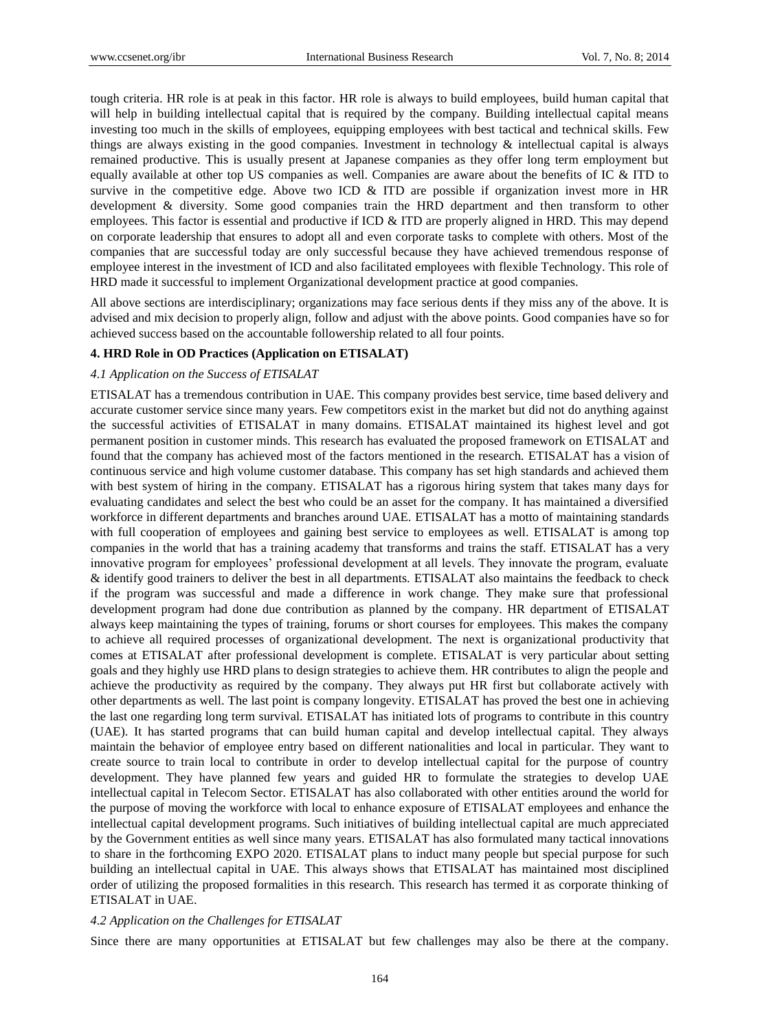tough criteria. HR role is at peak in this factor. HR role is always to build employees, build human capital that will help in building intellectual capital that is required by the company. Building intellectual capital means investing too much in the skills of employees, equipping employees with best tactical and technical skills. Few things are always existing in the good companies. Investment in technology & intellectual capital is always remained productive. This is usually present at Japanese companies as they offer long term employment but equally available at other top US companies as well. Companies are aware about the benefits of IC & ITD to survive in the competitive edge. Above two ICD & ITD are possible if organization invest more in HR development & diversity. Some good companies train the HRD department and then transform to other employees. This factor is essential and productive if ICD & ITD are properly aligned in HRD. This may depend on corporate leadership that ensures to adopt all and even corporate tasks to complete with others. Most of the companies that are successful today are only successful because they have achieved tremendous response of employee interest in the investment of ICD and also facilitated employees with flexible Technology. This role of HRD made it successful to implement Organizational development practice at good companies.

All above sections are interdisciplinary; organizations may face serious dents if they miss any of the above. It is advised and mix decision to properly align, follow and adjust with the above points. Good companies have so for achieved success based on the accountable followership related to all four points.

### 4. HRD Role in OD Practices (Application on ETISALAT)

#### *4.1 Application on the Success of ETISALAT*

ETISALAT has a tremendous contribution in UAE. This company provides best service, time based delivery and accurate customer service since many years. Few competitors exist in the market but did not do anything against the successful activities of ETISALAT in many domains. ETISALAT maintained its highest level and got permanent position in customer minds. This research has evaluated the proposed framework on ETISALAT and found that the company has achieved most of the factors mentioned in the research. ETISALAT has a vision of continuous service and high volume customer database. This company has set high standards and achieved them with best system of hiring in the company. ETISALAT has a rigorous hiring system that takes many days for evaluating candidates and select the best who could be an asset for the company. It has maintained a diversified workforce in different departments and branches around UAE. ETISALAT has a motto of maintaining standards with full cooperation of employees and gaining best service to employees as well. ETISALAT is among top companies in the world that has a training academy that transforms and trains the staff. ETISALAT has a very innovative program for employees' professional development at all levels. They innovate the program, evaluate & identify good trainers to deliver the best in all departments. ETISALAT also maintains the feedback to check if the program was successful and made a difference in work change. They make sure that professional development program had done due contribution as planned by the company. HR department of ETISALAT always keep maintaining the types of training, forums or short courses for employees. This makes the company to achieve all required processes of organizational development. The next is organizational productivity that comes at ETISALAT after professional development is complete. ETISALAT is very particular about setting goals and they highly use HRD plans to design strategies to achieve them. HR contributes to align the people and achieve the productivity as required by the company. They always put HR first but collaborate actively with other departments as well. The last point is company longevity. ETISALAT has proved the best one in achieving the last one regarding long term survival. ETISALAT has initiated lots of programs to contribute in this country (UAE). It has started programs that can build human capital and develop intellectual capital. They always maintain the behavior of employee entry based on different nationalities and local in particular. They want to create source to train local to contribute in order to develop intellectual capital for the purpose of country development. They have planned few years and guided HR to formulate the strategies to develop UAE intellectual capital in Telecom Sector. ETISALAT has also collaborated with other entities around the world for the purpose of moving the workforce with local to enhance exposure of ETISALAT employees and enhance the intellectual capital development programs. Such initiatives of building intellectual capital are much appreciated by the Government entities as well since many years. ETISALAT has also formulated many tactical innovations to share in the forthcoming EXPO 2020. ETISALAT plans to induct many people but special purpose for such building an intellectual capital in UAE. This always shows that ETISALAT has maintained most disciplined order of utilizing the proposed formalities in this research. This research has termed it as corporate thinking of ETISALAT in UAE.

#### *4.2 Application on the Challenges for ETISALAT*

Since there are many opportunities at ETISALAT but few challenges may also be there at the company.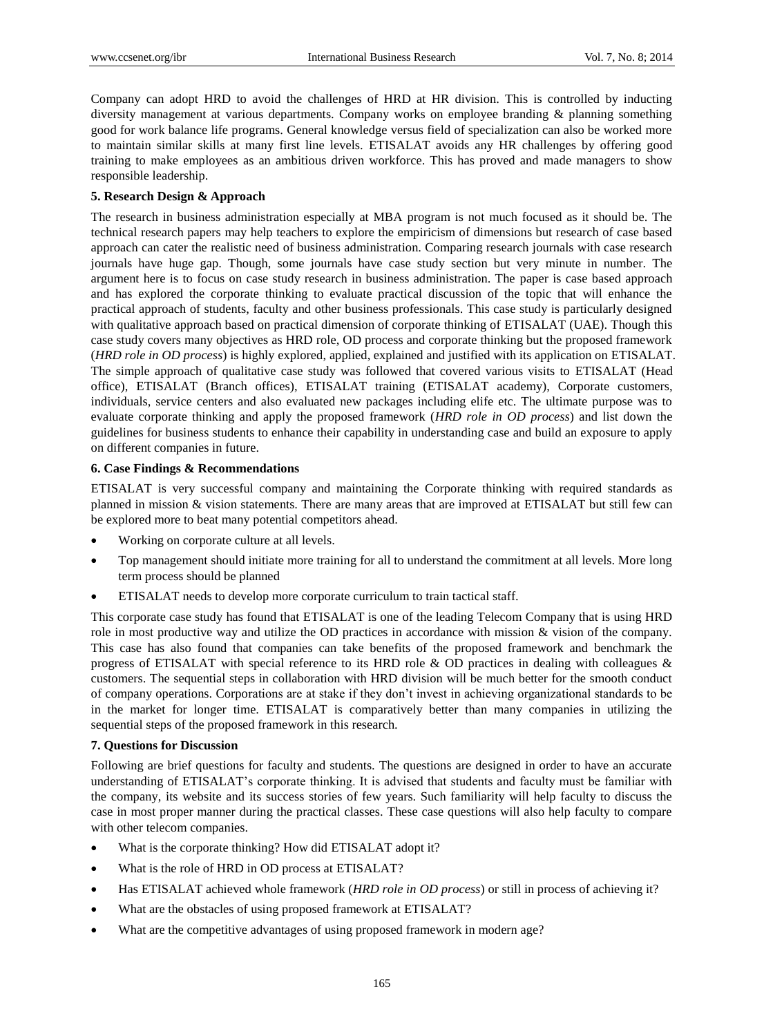Company can adopt HRD to avoid the challenges of HRD at HR division. This is controlled by inducting diversity management at various departments. Company works on employee branding & planning something good for work balance life programs. General knowledge versus field of specialization can also be worked more to maintain similar skills at many first line levels. ETISALAT avoids any HR challenges by offering good training to make employees as an ambitious driven workforce. This has proved and made managers to show responsible leadership.

### 5. Research Design & Approach

The research in business administration especially at MBA program is not much focused as it should be. The technical research papers may help teachers to explore the empiricism of dimensions but research of case based approach can cater the realistic need of business administration. Comparing research journals with case research journals have huge gap. Though, some journals have case study section but very minute in number. The argument here is to focus on case study research in business administration. The paper is case based approach and has explored the corporate thinking to evaluate practical discussion of the topic that will enhance the practical approach of students, faculty and other business professionals. This case study is particularly designed with qualitative approach based on practical dimension of corporate thinking of ETISALAT (UAE). Though this case study covers many objectives as HRD role, OD process and corporate thinking but the proposed framework (*HRD role in OD process*) is highly explored, applied, explained and justified with its application on ETISALAT. The simple approach of qualitative case study was followed that covered various visits to ETISALAT (Head office), ETISALAT (Branch offices), ETISALAT training (ETISALAT academy), Corporate customers, individuals, service centers and also evaluated new packages including elife etc. The ultimate purpose was to evaluate corporate thinking and apply the proposed framework (*HRD role in OD process*) and list down the guidelines for business students to enhance their capability in understanding case and build an exposure to apply on different companies in future.

### 6. Case Findings & Recommendations

ETISALAT is very successful company and maintaining the Corporate thinking with required standards as planned in mission & vision statements. There are many areas that are improved at ETISALAT but still few can be explored more to beat many potential competitors ahead.

- Working on corporate culture at all levels.
- Top management should initiate more training for all to understand the commitment at all levels. More long term process should be planned
- ETISALAT needs to develop more corporate curriculum to train tactical staff.

This corporate case study has found that ETISALAT is one of the leading Telecom Company that is using HRD role in most productive way and utilize the OD practices in accordance with mission & vision of the company. This case has also found that companies can take benefits of the proposed framework and benchmark the progress of ETISALAT with special reference to its HRD role & OD practices in dealing with colleagues & customers. The sequential steps in collaboration with HRD division will be much better for the smooth conduct of company operations. Corporations are at stake if they don't invest in achieving organizational standards to be in the market for longer time. ETISALAT is comparatively better than many companies in utilizing the sequential steps of the proposed framework in this research.

### 7. Questions for Discussion

Following are brief questions for faculty and students. The questions are designed in order to have an accurate understanding of ETISALAT's corporate thinking. It is advised that students and faculty must be familiar with the company, its website and its success stories of few years. Such familiarity will help faculty to discuss the case in most proper manner during the practical classes. These case questions will also help faculty to compare with other telecom companies.

- What is the corporate thinking? How did ETISALAT adopt it?
- What is the role of HRD in OD process at ETISALAT?
- Has ETISALAT achieved whole framework (*HRD role in OD process*) or still in process of achieving it?
- What are the obstacles of using proposed framework at ETISALAT?
- What are the competitive advantages of using proposed framework in modern age?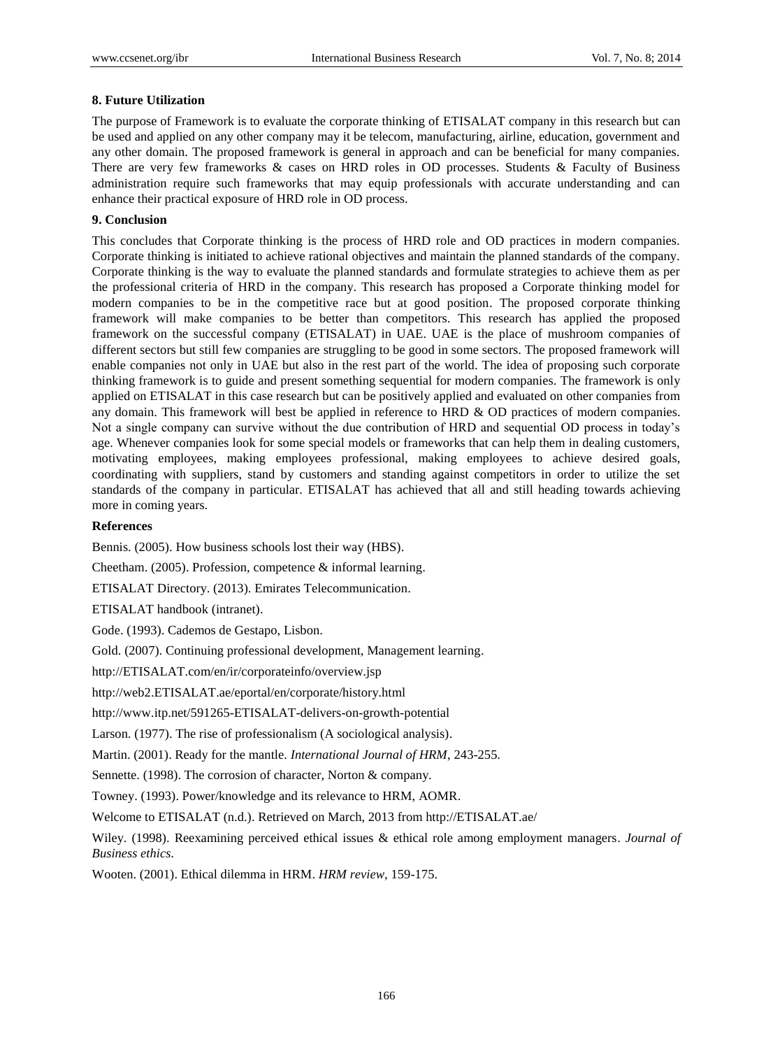## 8. Future Utilization

The purpose of Framework is to evaluate the corporate thinking of ETISALAT company in this research but can be used and applied on any other company may it be telecom, manufacturing, airline, education, government and any other domain. The proposed framework is general in approach and can be beneficial for many companies. There are very few frameworks & cases on HRD roles in OD processes. Students & Faculty of Business administration require such frameworks that may equip professionals with accurate understanding and can enhance their practical exposure of HRD role in OD process.

## 9. Conclusion

This concludes that Corporate thinking is the process of HRD role and OD practices in modern companies. Corporate thinking is initiated to achieve rational objectives and maintain the planned standards of the company. Corporate thinking is the way to evaluate the planned standards and formulate strategies to achieve them as per the professional criteria of HRD in the company. This research has proposed a Corporate thinking model for modern companies to be in the competitive race but at good position. The proposed corporate thinking framework will make companies to be better than competitors. This research has applied the proposed framework on the successful company (ETISALAT) in UAE. UAE is the place of mushroom companies of different sectors but still few companies are struggling to be good in some sectors. The proposed framework will enable companies not only in UAE but also in the rest part of the world. The idea of proposing such corporate thinking framework is to guide and present something sequential for modern companies. The framework is only applied on ETISALAT in this case research but can be positively applied and evaluated on other companies from any domain. This framework will best be applied in reference to HRD & OD practices of modern companies. Not a single company can survive without the due contribution of HRD and sequential OD process in today's age. Whenever companies look for some special models or frameworks that can help them in dealing customers, motivating employees, making employees professional, making employees to achieve desired goals, coordinating with suppliers, stand by customers and standing against competitors in order to utilize the set standards of the company in particular. ETISALAT has achieved that all and still heading towards achieving more in coming years.

## References

Bennis. (2005). How business schools lost their way (HBS).

Cheetham. (2005). Profession, competence & informal learning.

ETISALAT Directory. (2013). Emirates Telecommunication.

ETISALAT handbook (intranet).

Gode. (1993). Cademos de Gestapo, Lisbon.

Gold. (2007). Continuing professional development, Management learning.

http://ETISALAT.com/en/ir/corporateinfo/overview.jsp

http://web2.ETISALAT.ae/eportal/en/corporate/history.html

http://www.itp.net/591265-ETISALAT-delivers-on-growth-potential

Larson. (1977). The rise of professionalism (A sociological analysis).

Martin. (2001). Ready for the mantle. *International Journal of HRM*, 243-255.

Sennette. (1998). The corrosion of character, Norton & company.

Towney. (1993). Power/knowledge and its relevance to HRM, AOMR.

Welcome to ETISALAT (n.d.). Retrieved on March, 2013 from http://ETISALAT.ae/

Wiley. (1998). Reexamining perceived ethical issues & ethical role among employment managers. *Journal of Business ethics*.

Wooten. (2001). Ethical dilemma in HRM. *HRM review*, 159-175.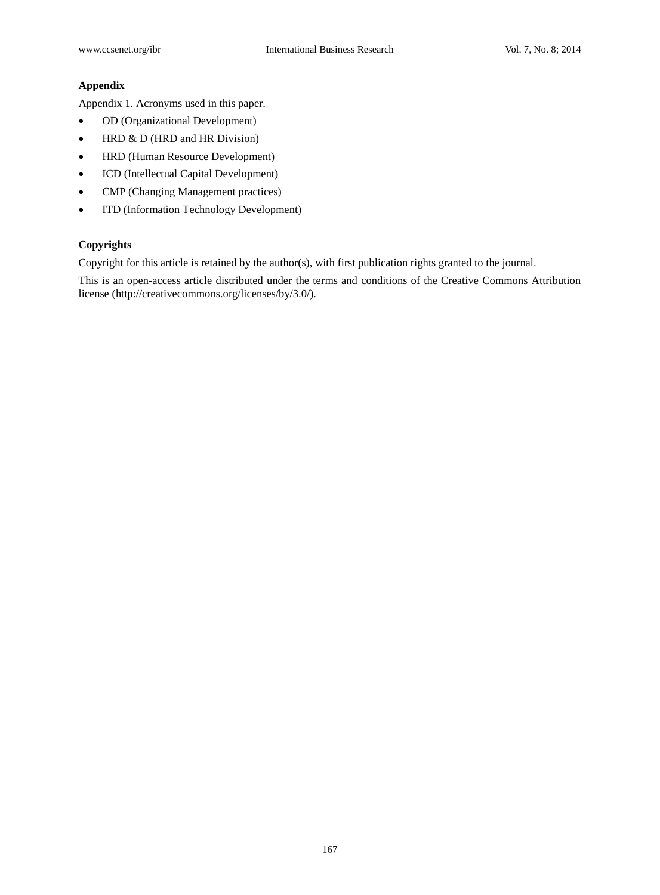## Appendix

Appendix 1. Acronyms used in this paper.

- OD (Organizational Development)
- HRD & D (HRD and HR Division)
- HRD (Human Resource Development)
- ICD (Intellectual Capital Development)
- CMP (Changing Management practices)
- ITD (Information Technology Development)

## Copyrights

Copyright for this article is retained by the author(s), with first publication rights granted to the journal.

This is an open-access article distributed under the terms and conditions of the Creative Commons Attribution license (http://creativecommons.org/licenses/by/3.0/).